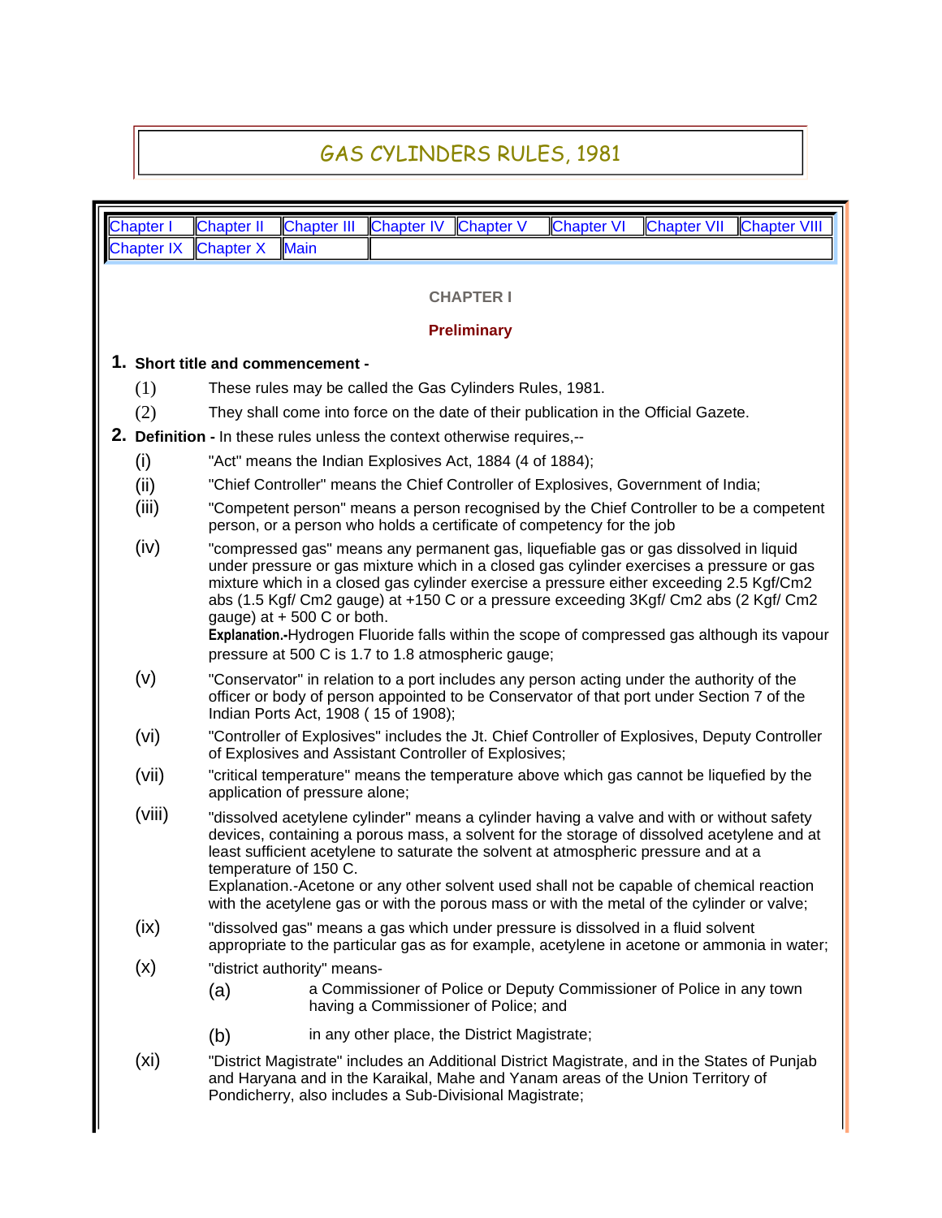# GAS CYLINDERS RULES, 1981

| Chapter I | Chapter II | Chapter III | Chapter IV | Chapter V | Chapter VI | Chapter VII | Chapter VIII |
|---|---|---|---|---|---|---|---|
| Chapter IX | Chapter X | Main | | | | | |

## CHAPTER I

## Preliminary

**1. Short title and commencement -**

(1) These rules may be called the Gas Cylinders Rules, 1981.

(2) They shall come into force on the date of their publication in the Official Gazette.

**2. Definition -** In these rules unless the context otherwise requires,--

(i) "Act" means the Indian Explosives Act, 1884 (4 of 1884);

(ii) "Chief Controller" means the Chief Controller of Explosives, Government of India;

(iii) "Competent person" means a person recognised by the Chief Controller to be a competent person, or a person who holds a certificate of competency for the job

(iv) "compressed gas" means any permanent gas, liquefiable gas or gas dissolved in liquid under pressure or gas mixture which in a closed gas cylinder exercises a pressure or gas mixture which in a closed gas cylinder exercise a pressure either exceeding 2.5 Kgf/Cm2 abs (1.5 Kgf/ Cm2 gauge) at +150 C or a pressure exceeding 3Kgf/ Cm2 abs (2 Kgf/ Cm2 gauge) at + 500 C or both.
**Explanation.-**Hydrogen Fluoride falls within the scope of compressed gas although its vapour pressure at 500 C is 1.7 to 1.8 atmospheric gauge;

(v) "Conservator" in relation to a port includes any person acting under the authority of the officer or body of person appointed to be Conservator of that port under Section 7 of the Indian Ports Act, 1908 ( 15 of 1908);

(vi) "Controller of Explosives" includes the Jt. Chief Controller of Explosives, Deputy Controller of Explosives and Assistant Controller of Explosives;

(vii) "critical temperature" means the temperature above which gas cannot be liquefied by the application of pressure alone;

(viii) "dissolved acetylene cylinder" means a cylinder having a valve and with or without safety devices, containing a porous mass, a solvent for the storage of dissolved acetylene and at least sufficient acetylene to saturate the solvent at atmospheric pressure and at a temperature of 150 C.
Explanation.-Acetone or any other solvent used shall not be capable of chemical reaction with the acetylene gas or with the porous mass or with the metal of the cylinder or valve;

(ix) "dissolved gas" means a gas which under pressure is dissolved in a fluid solvent appropriate to the particular gas as for example, acetylene in acetone or ammonia in water;

(x) "district authority" means-

(a) a Commissioner of Police or Deputy Commissioner of Police in any town having a Commissioner of Police; and

(b) in any other place, the District Magistrate;

(xi) "District Magistrate" includes an Additional District Magistrate, and in the States of Punjab and Haryana and in the Karaikal, Mahe and Yanam areas of the Union Territory of Pondicherry, also includes a Sub-Divisional Magistrate;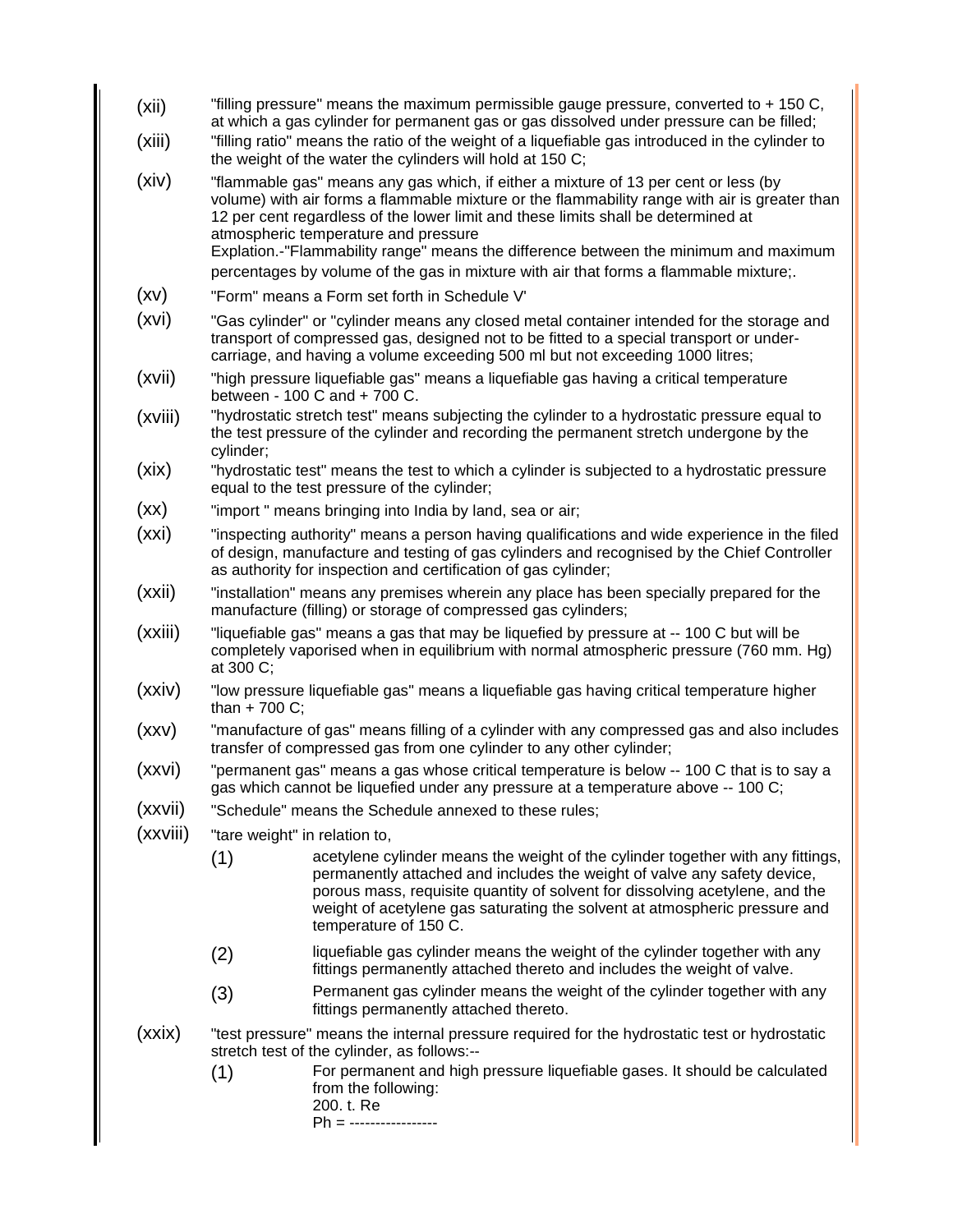(xii) "filling pressure" means the maximum permissible gauge pressure, converted to + 150 C, at which a gas cylinder for permanent gas or gas dissolved under pressure can be filled;

(xiii) "filling ratio" means the ratio of the weight of a liquefiable gas introduced in the cylinder to the weight of the water the cylinders will hold at 150 C;

(xiv) "flammable gas" means any gas which, if either a mixture of 13 per cent or less (by volume) with air forms a flammable mixture or the flammability range with air is greater than 12 per cent regardless of the lower limit and these limits shall be determined at atmospheric temperature and pressure

Explation.-"Flammability range" means the difference between the minimum and maximum percentages by volume of the gas in mixture with air that forms a flammable mixture;.

(xv) "Form" means a Form set forth in Schedule V'

(xvi) "Gas cylinder" or "cylinder means any closed metal container intended for the storage and transport of compressed gas, designed not to be fitted to a special transport or under-carriage, and having a volume exceeding 500 ml but not exceeding 1000 litres;

(xvii) "high pressure liquefiable gas" means a liquefiable gas having a critical temperature between - 100 C and + 700 C.

(xviii) "hydrostatic stretch test" means subjecting the cylinder to a hydrostatic pressure equal to the test pressure of the cylinder and recording the permanent stretch undergone by the cylinder;

(xix) "hydrostatic test" means the test to which a cylinder is subjected to a hydrostatic pressure equal to the test pressure of the cylinder;

(xx) "import " means bringing into India by land, sea or air;

(xxi) "inspecting authority" means a person having qualifications and wide experience in the filed of design, manufacture and testing of gas cylinders and recognised by the Chief Controller as authority for inspection and certification of gas cylinder;

(xxii) "installation" means any premises wherein any place has been specially prepared for the manufacture (filling) or storage of compressed gas cylinders;

(xxiii) "liquefiable gas" means a gas that may be liquefied by pressure at -- 100 C but will be completely vaporised when in equilibrium with normal atmospheric pressure (760 mm. Hg) at 300 C;

(xxiv) "low pressure liquefiable gas" means a liquefiable gas having critical temperature higher than + 700 C;

(xxv) "manufacture of gas" means filling of a cylinder with any compressed gas and also includes transfer of compressed gas from one cylinder to any other cylinder;

(xxvi) "permanent gas" means a gas whose critical temperature is below -- 100 C that is to say a gas which cannot be liquefied under any pressure at a temperature above -- 100 C;

(xxvii) "Schedule" means the Schedule annexed to these rules;

(xxviii) "tare weight" in relation to,

(1) acetylene cylinder means the weight of the cylinder together with any fittings, permanently attached and includes the weight of valve any safety device, porous mass, requisite quantity of solvent for dissolving acetylene, and the weight of acetylene gas saturating the solvent at atmospheric pressure and temperature of 150 C.

(2) liquefiable gas cylinder means the weight of the cylinder together with any fittings permanently attached thereto and includes the weight of valve.

(3) Permanent gas cylinder means the weight of the cylinder together with any fittings permanently attached thereto.

(xxix) "test pressure" means the internal pressure required for the hydrostatic test or hydrostatic stretch test of the cylinder, as follows:--

(1) For permanent and high pressure liquefiable gases. It should be calculated from the following:

200. t. Re

Ph = -----------------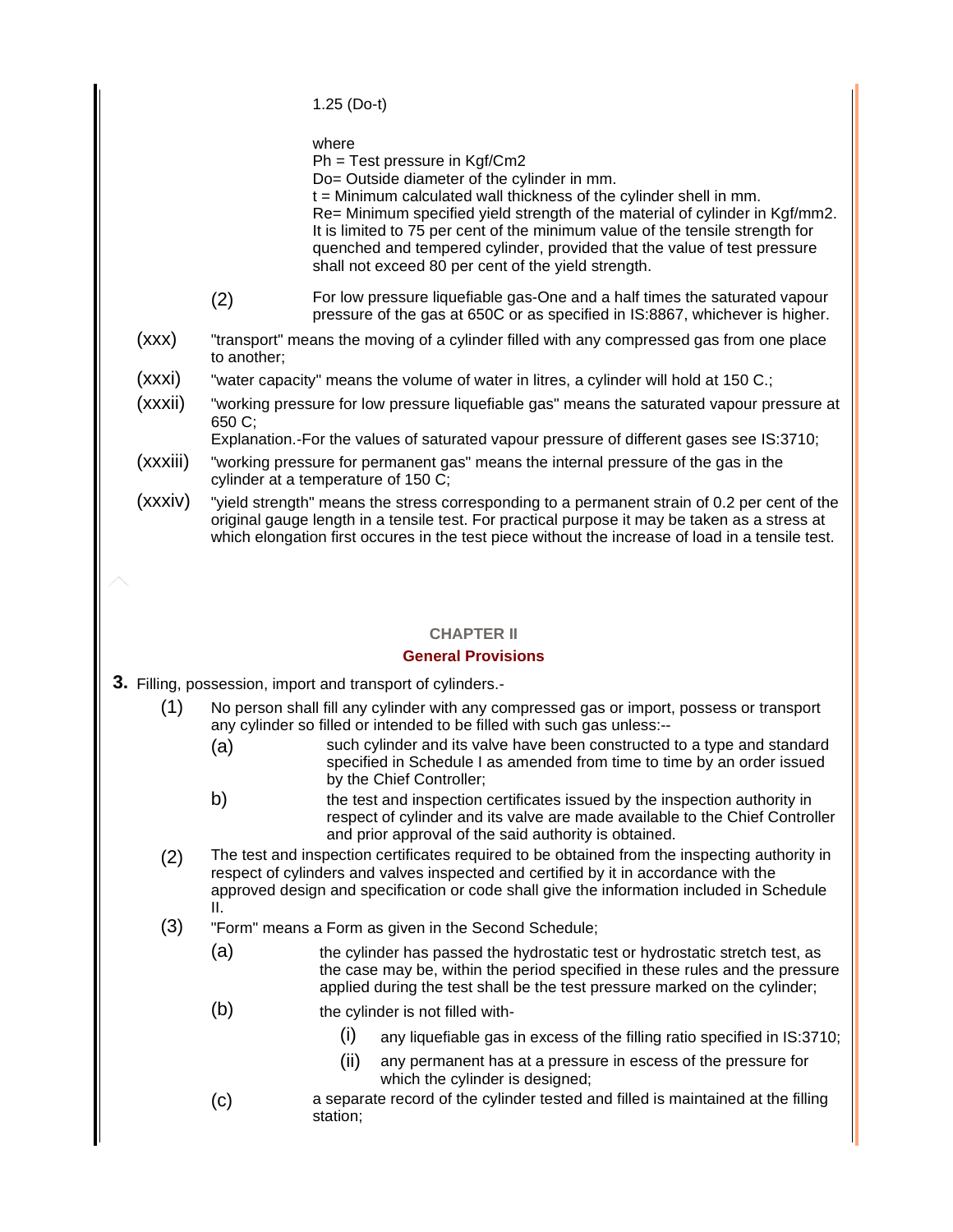1.25 (Do-t)

where
Ph = Test pressure in Kgf/Cm2
Do= Outside diameter of the cylinder in mm.
t = Minimum calculated wall thickness of the cylinder shell in mm.
Re= Minimum specified yield strength of the material of cylinder in Kgf/mm2. It is limited to 75 per cent of the minimum value of the tensile strength for quenched and tempered cylinder, provided that the value of test pressure shall not exceed 80 per cent of the yield strength.

(2) For low pressure liquefiable gas-One and a half times the saturated vapour pressure of the gas at 650C or as specified in IS:8867, whichever is higher.

(xxx) "transport" means the moving of a cylinder filled with any compressed gas from one place to another;

(xxxi) "water capacity" means the volume of water in litres, a cylinder will hold at 150 C.;

(xxxii) "working pressure for low pressure liquefiable gas" means the saturated vapour pressure at 650 C;
Explanation.-For the values of saturated vapour pressure of different gases see IS:3710;

(xxxiii) "working pressure for permanent gas" means the internal pressure of the gas in the cylinder at a temperature of 150 C;

(xxxiv) "yield strength" means the stress corresponding to a permanent strain of 0.2 per cent of the original gauge length in a tensile test. For practical purpose it may be taken as a stress at which elongation first occures in the test piece without the increase of load in a tensile test.

## CHAPTER II

## General Provisions

**3.** Filling, possession, import and transport of cylinders.-

(1) No person shall fill any cylinder with any compressed gas or import, possess or transport any cylinder so filled or intended to be filled with such gas unless:--

(a) such cylinder and its valve have been constructed to a type and standard specified in Schedule I as amended from time to time by an order issued by the Chief Controller;

b) the test and inspection certificates issued by the inspection authority in respect of cylinder and its valve are made available to the Chief Controller and prior approval of the said authority is obtained.

(2) The test and inspection certificates required to be obtained from the inspecting authority in respect of cylinders and valves inspected and certified by it in accordance with the approved design and specification or code shall give the information included in Schedule II.

(3) "Form" means a Form as given in the Second Schedule;

(a) the cylinder has passed the hydrostatic test or hydrostatic stretch test, as the case may be, within the period specified in these rules and the pressure applied during the test shall be the test pressure marked on the cylinder;

(b) the cylinder is not filled with-

(i) any liquefiable gas in excess of the filling ratio specified in IS:3710;

(ii) any permanent has at a pressure in escess of the pressure for which the cylinder is designed;

(c) a separate record of the cylinder tested and filled is maintained at the filling station;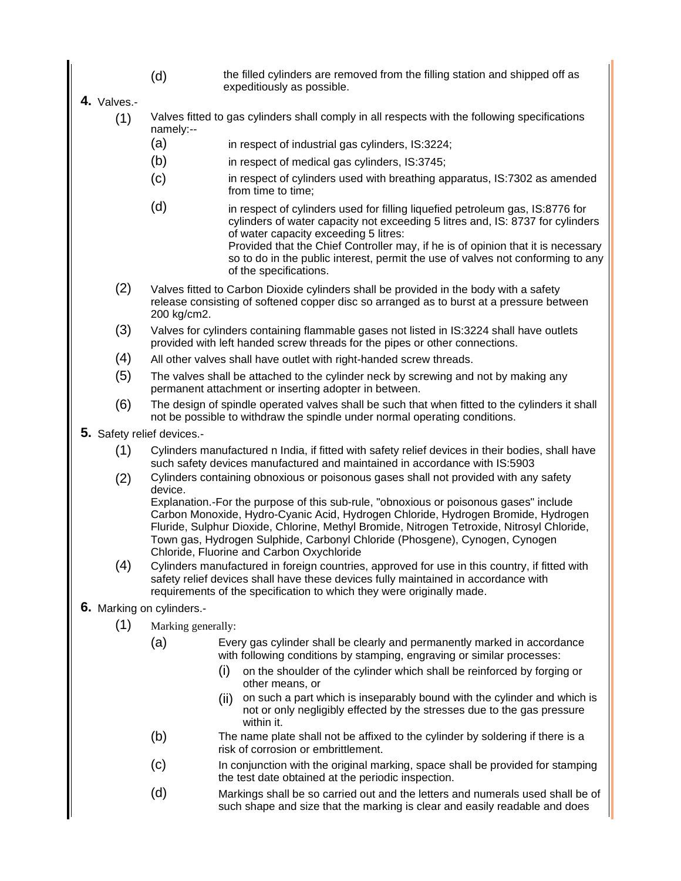(d) the filled cylinders are removed from the filling station and shipped off as expeditiously as possible.

**4.** Valves.-

(1) Valves fitted to gas cylinders shall comply in all respects with the following specifications namely:--

(a) in respect of industrial gas cylinders, IS:3224;

(b) in respect of medical gas cylinders, IS:3745;

(c) in respect of cylinders used with breathing apparatus, IS:7302 as amended from time to time;

(d) in respect of cylinders used for filling liquefied petroleum gas, IS:8776 for cylinders of water capacity not exceeding 5 litres and, IS: 8737 for cylinders of water capacity exceeding 5 litres:
Provided that the Chief Controller may, if he is of opinion that it is necessary so to do in the public interest, permit the use of valves not conforming to any of the specifications.

(2) Valves fitted to Carbon Dioxide cylinders shall be provided in the body with a safety release consisting of softened copper disc so arranged as to burst at a pressure between 200 kg/cm2.

(3) Valves for cylinders containing flammable gases not listed in IS:3224 shall have outlets provided with left handed screw threads for the pipes or other connections.

(4) All other valves shall have outlet with right-handed screw threads.

(5) The valves shall be attached to the cylinder neck by screwing and not by making any permanent attachment or inserting adopter in between.

(6) The design of spindle operated valves shall be such that when fitted to the cylinders it shall not be possible to withdraw the spindle under normal operating conditions.

**5.** Safety relief devices.-

(1) Cylinders manufactured n India, if fitted with safety relief devices in their bodies, shall have such safety devices manufactured and maintained in accordance with IS:5903

(2) Cylinders containing obnoxious or poisonous gases shall not provided with any safety device.
Explanation.-For the purpose of this sub-rule, "obnoxious or poisonous gases" include Carbon Monoxide, Hydro-Cyanic Acid, Hydrogen Chloride, Hydrogen Bromide, Hydrogen Fluride, Sulphur Dioxide, Chlorine, Methyl Bromide, Nitrogen Tetroxide, Nitrosyl Chloride, Town gas, Hydrogen Sulphide, Carbonyl Chloride (Phosgene), Cynogen, Cynogen Chloride, Fluorine and Carbon Oxychloride

(4) Cylinders manufactured in foreign countries, approved for use in this country, if fitted with safety relief devices shall have these devices fully maintained in accordance with requirements of the specification to which they were originally made.

**6.** Marking on cylinders.-

(1) Marking generally:

(a) Every gas cylinder shall be clearly and permanently marked in accordance with following conditions by stamping, engraving or similar processes:

(i) on the shoulder of the cylinder which shall be reinforced by forging or other means, or

(ii) on such a part which is inseparably bound with the cylinder and which is not or only negligibly effected by the stresses due to the gas pressure within it.

(b) The name plate shall not be affixed to the cylinder by soldering if there is a risk of corrosion or embrittlement.

(c) In conjunction with the original marking, space shall be provided for stamping the test date obtained at the periodic inspection.

(d) Markings shall be so carried out and the letters and numerals used shall be of such shape and size that the marking is clear and easily readable and does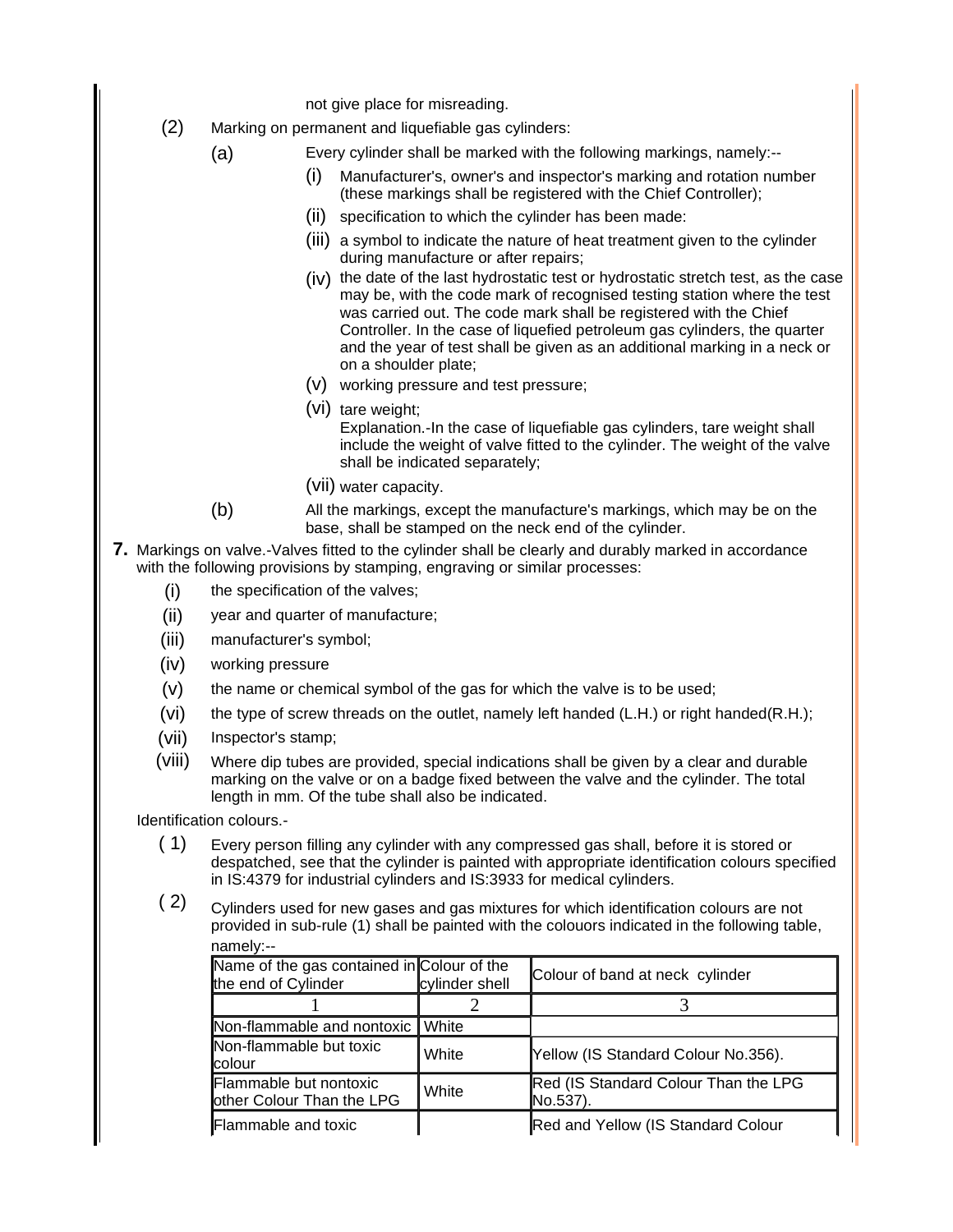not give place for misreading.

(2) Marking on permanent and liquefiable gas cylinders:

(a) Every cylinder shall be marked with the following markings, namely:--

(i) Manufacturer's, owner's and inspector's marking and rotation number (these markings shall be registered with the Chief Controller);

(ii) specification to which the cylinder has been made:

(iii) a symbol to indicate the nature of heat treatment given to the cylinder during manufacture or after repairs;

(iv) the date of the last hydrostatic test or hydrostatic stretch test, as the case may be, with the code mark of recognised testing station where the test was carried out. The code mark shall be registered with the Chief Controller. In the case of liquefied petroleum gas cylinders, the quarter and the year of test shall be given as an additional marking in a neck or on a shoulder plate;

(v) working pressure and test pressure;

(vi) tare weight;
Explanation.-In the case of liquefiable gas cylinders, tare weight shall include the weight of valve fitted to the cylinder. The weight of the valve shall be indicated separately;

(vii) water capacity.

(b) All the markings, except the manufacture's markings, which may be on the base, shall be stamped on the neck end of the cylinder.

**7.** Markings on valve.-Valves fitted to the cylinder shall be clearly and durably marked in accordance with the following provisions by stamping, engraving or similar processes:

(i) the specification of the valves;

(ii) year and quarter of manufacture;

(iii) manufacturer's symbol;

(iv) working pressure

(v) the name or chemical symbol of the gas for which the valve is to be used;

(vi) the type of screw threads on the outlet, namely left handed (L.H.) or right handed(R.H.);

(vii) Inspector's stamp;

(viii) Where dip tubes are provided, special indications shall be given by a clear and durable marking on the valve or on a badge fixed between the valve and the cylinder. The total length in mm. Of the tube shall also be indicated.

Identification colours.-

( 1) Every person filling any cylinder with any compressed gas shall, before it is stored or despatched, see that the cylinder is painted with appropriate identification colours specified in IS:4379 for industrial cylinders and IS:3933 for medical cylinders.

( 2) Cylinders used for new gases and gas mixtures for which identification colours are not provided in sub-rule (1) shall be painted with the colouors indicated in the following table, namely:--

| Name of the gas contained in the end of Cylinder | Colour of the cylinder shell | Colour of band at neck cylinder |
|---|---|---|
| 1 | 2 | 3 |
| Non-flammable and nontoxic | White | |
| Non-flammable but toxic colour | White | Yellow (IS Standard Colour No.356). |
| Flammable but nontoxic other Colour Than the LPG | White | Red (IS Standard Colour Than the LPG No.537). |
| Flammable and toxic | | Red and Yellow (IS Standard Colour |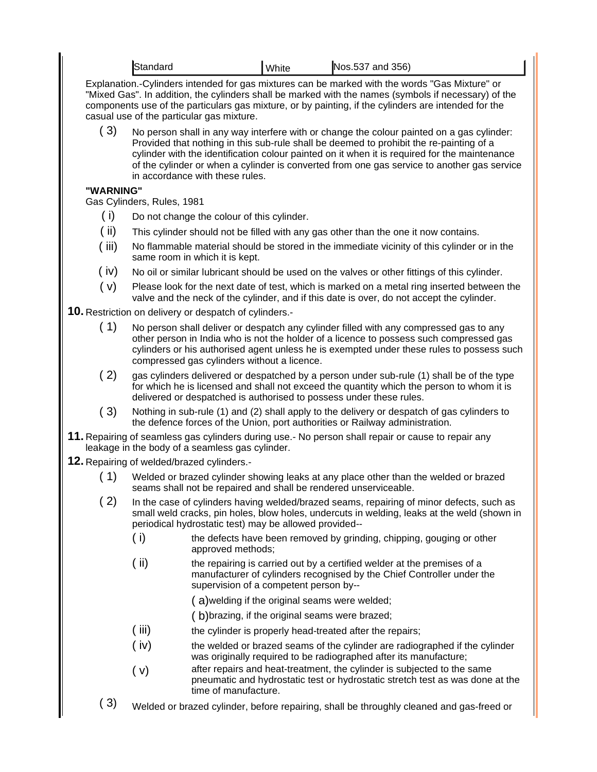| | Standard | White | Nos.537 and 356) |
|---|---|---|---|

Explanation.-Cylinders intended for gas mixtures can be marked with the words "Gas Mixture" or "Mixed Gas". In addition, the cylinders shall be marked with the names (symbols if necessary) of the components use of the particulars gas mixture, or by painting, if the cylinders are intended for the casual use of the particular gas mixture.

( 3) No person shall in any way interfere with or change the colour painted on a gas cylinder: Provided that nothing in this sub-rule shall be deemed to prohibit the re-painting of a cylinder with the identification colour painted on it when it is required for the maintenance of the cylinder or when a cylinder is converted from one gas service to another gas service in accordance with these rules.

**"WARNING"**
Gas Cylinders, Rules, 1981

( i) Do not change the colour of this cylinder.

( ii) This cylinder should not be filled with any gas other than the one it now contains.

( iii) No flammable material should be stored in the immediate vicinity of this cylinder or in the same room in which it is kept.

( iv) No oil or similar lubricant should be used on the valves or other fittings of this cylinder.

( v) Please look for the next date of test, which is marked on a metal ring inserted between the valve and the neck of the cylinder, and if this date is over, do not accept the cylinder.

**10.** Restriction on delivery or despatch of cylinders.-

( 1) No person shall deliver or despatch any cylinder filled with any compressed gas to any other person in India who is not the holder of a licence to possess such compressed gas cylinders or his authorised agent unless he is exempted under these rules to possess such compressed gas cylinders without a licence.

( 2) gas cylinders delivered or despatched by a person under sub-rule (1) shall be of the type for which he is licensed and shall not exceed the quantity which the person to whom it is delivered or despatched is authorised to possess under these rules.

( 3) Nothing in sub-rule (1) and (2) shall apply to the delivery or despatch of gas cylinders to the defence forces of the Union, port authorities or Railway administration.

**11.** Repairing of seamless gas cylinders during use.- No person shall repair or cause to repair any leakage in the body of a seamless gas cylinder.

**12.** Repairing of welded/brazed cylinders.-

( 1) Welded or brazed cylinder showing leaks at any place other than the welded or brazed seams shall not be repaired and shall be rendered unserviceable.

( 2) In the case of cylinders having welded/brazed seams, repairing of minor defects, such as small weld cracks, pin holes, blow holes, undercuts in welding, leaks at the weld (shown in periodical hydrostatic test) may be allowed provided--

( i) the defects have been removed by grinding, chipping, gouging or other approved methods;

( ii) the repairing is carried out by a certified welder at the premises of a manufacturer of cylinders recognised by the Chief Controller under the supervision of a competent person by--

( a) welding if the original seams were welded;

( b) brazing, if the original seams were brazed;

( iii) the cylinder is properly head-treated after the repairs;

( iv) the welded or brazed seams of the cylinder are radiographed if the cylinder was originally required to be radiographed after its manufacture;

( v) after repairs and heat-treatment, the cylinder is subjected to the same pneumatic and hydrostatic test or hydrostatic stretch test as was done at the time of manufacture.

( 3) Welded or brazed cylinder, before repairing, shall be throughly cleaned and gas-freed or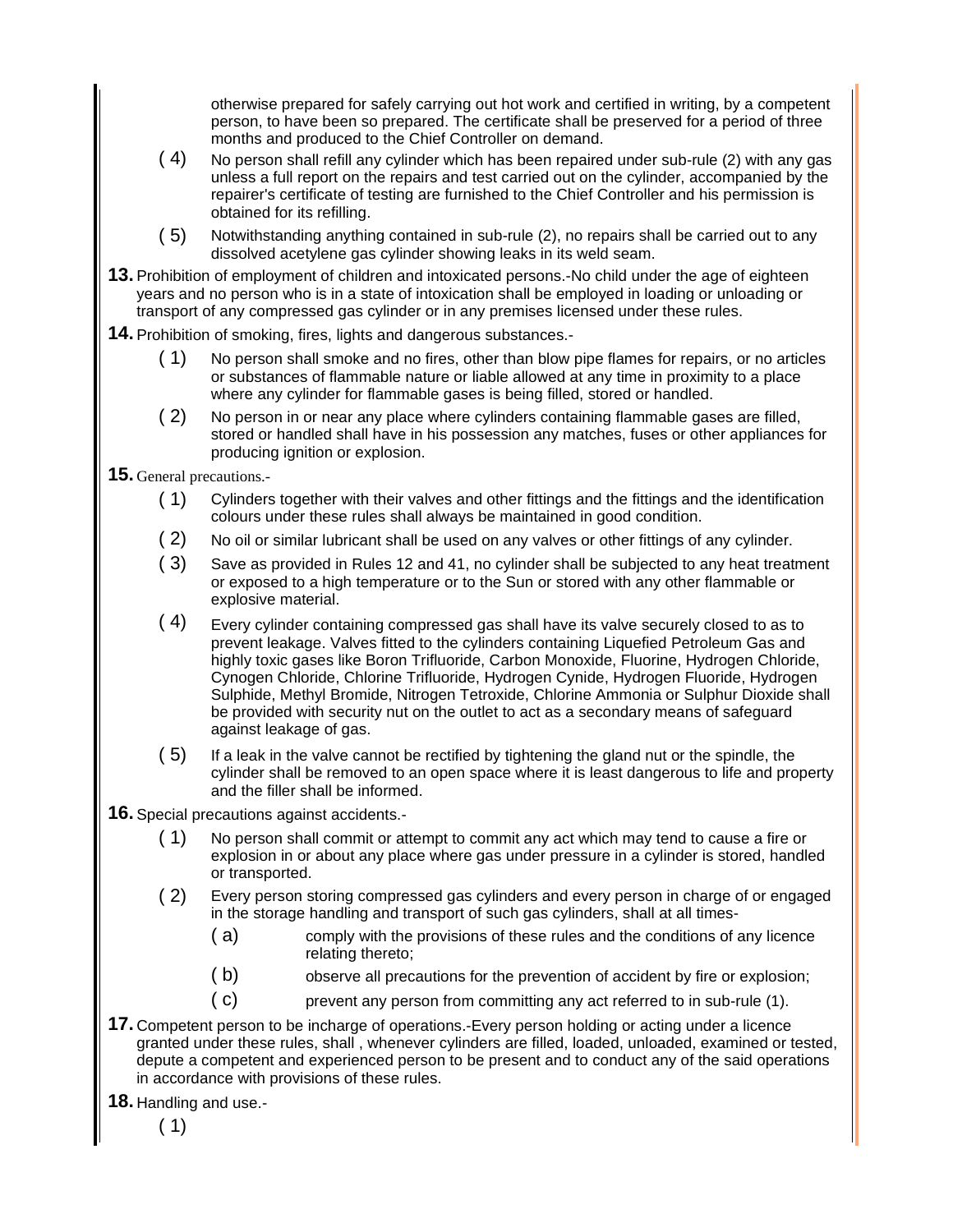otherwise prepared for safely carrying out hot work and certified in writing, by a competent person, to have been so prepared. The certificate shall be preserved for a period of three months and produced to the Chief Controller on demand.

( 4) No person shall refill any cylinder which has been repaired under sub-rule (2) with any gas unless a full report on the repairs and test carried out on the cylinder, accompanied by the repairer's certificate of testing are furnished to the Chief Controller and his permission is obtained for its refilling.

( 5) Notwithstanding anything contained in sub-rule (2), no repairs shall be carried out to any dissolved acetylene gas cylinder showing leaks in its weld seam.

**13.** Prohibition of employment of children and intoxicated persons.-No child under the age of eighteen years and no person who is in a state of intoxication shall be employed in loading or unloading or transport of any compressed gas cylinder or in any premises licensed under these rules.

**14.** Prohibition of smoking, fires, lights and dangerous substances.-

( 1) No person shall smoke and no fires, other than blow pipe flames for repairs, or no articles or substances of flammable nature or liable allowed at any time in proximity to a place where any cylinder for flammable gases is being filled, stored or handled.

( 2) No person in or near any place where cylinders containing flammable gases are filled, stored or handled shall have in his possession any matches, fuses or other appliances for producing ignition or explosion.

**15.** General precautions.-

( 1) Cylinders together with their valves and other fittings and the fittings and the identification colours under these rules shall always be maintained in good condition.

( 2) No oil or similar lubricant shall be used on any valves or other fittings of any cylinder.

( 3) Save as provided in Rules 12 and 41, no cylinder shall be subjected to any heat treatment or exposed to a high temperature or to the Sun or stored with any other flammable or explosive material.

( 4) Every cylinder containing compressed gas shall have its valve securely closed to as to prevent leakage. Valves fitted to the cylinders containing Liquefied Petroleum Gas and highly toxic gases like Boron Trifluoride, Carbon Monoxide, Fluorine, Hydrogen Chloride, Cynogen Chloride, Chlorine Trifluoride, Hydrogen Cynide, Hydrogen Fluoride, Hydrogen Sulphide, Methyl Bromide, Nitrogen Tetroxide, Chlorine Ammonia or Sulphur Dioxide shall be provided with security nut on the outlet to act as a secondary means of safeguard against leakage of gas.

( 5) If a leak in the valve cannot be rectified by tightening the gland nut or the spindle, the cylinder shall be removed to an open space where it is least dangerous to life and property and the filler shall be informed.

**16.** Special precautions against accidents.-

( 1) No person shall commit or attempt to commit any act which may tend to cause a fire or explosion in or about any place where gas under pressure in a cylinder is stored, handled or transported.

( 2) Every person storing compressed gas cylinders and every person in charge of or engaged in the storage handling and transport of such gas cylinders, shall at all times-

( a) comply with the provisions of these rules and the conditions of any licence relating thereto;

( b) observe all precautions for the prevention of accident by fire or explosion;

( c) prevent any person from committing any act referred to in sub-rule (1).

**17.** Competent person to be incharge of operations.-Every person holding or acting under a licence granted under these rules, shall , whenever cylinders are filled, loaded, unloaded, examined or tested, depute a competent and experienced person to be present and to conduct any of the said operations in accordance with provisions of these rules.

**18.** Handling and use.-

( 1)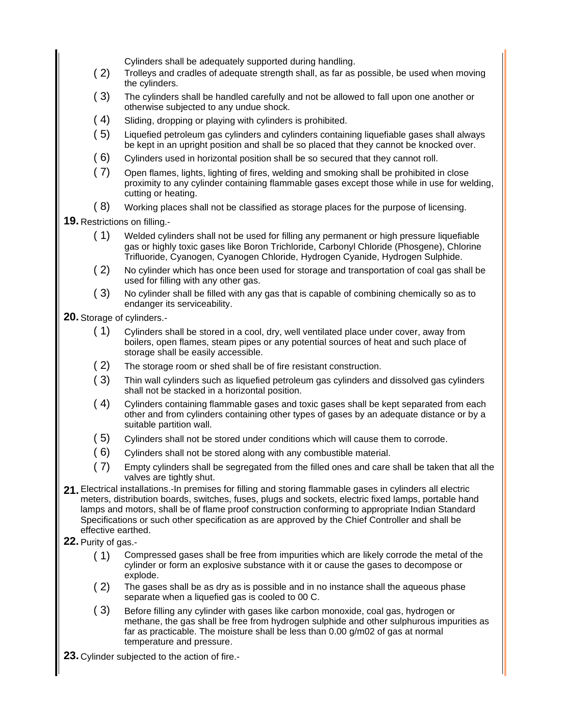Cylinders shall be adequately supported during handling.

( 2) Trolleys and cradles of adequate strength shall, as far as possible, be used when moving the cylinders.

( 3) The cylinders shall be handled carefully and not be allowed to fall upon one another or otherwise subjected to any undue shock.

( 4) Sliding, dropping or playing with cylinders is prohibited.

( 5) Liquefied petroleum gas cylinders and cylinders containing liquefiable gases shall always be kept in an upright position and shall be so placed that they cannot be knocked over.

( 6) Cylinders used in horizontal position shall be so secured that they cannot roll.

( 7) Open flames, lights, lighting of fires, welding and smoking shall be prohibited in close proximity to any cylinder containing flammable gases except those while in use for welding, cutting or heating.

( 8) Working places shall not be classified as storage places for the purpose of licensing.

**19.** Restrictions on filling.-

( 1) Welded cylinders shall not be used for filling any permanent or high pressure liquefiable gas or highly toxic gases like Boron Trichloride, Carbonyl Chloride (Phosgene), Chlorine Trifluoride, Cyanogen, Cyanogen Chloride, Hydrogen Cyanide, Hydrogen Sulphide.

( 2) No cylinder which has once been used for storage and transportation of coal gas shall be used for filling with any other gas.

( 3) No cylinder shall be filled with any gas that is capable of combining chemically so as to endanger its serviceability.

**20.** Storage of cylinders.-

( 1) Cylinders shall be stored in a cool, dry, well ventilated place under cover, away from boilers, open flames, steam pipes or any potential sources of heat and such place of storage shall be easily accessible.

( 2) The storage room or shed shall be of fire resistant construction.

( 3) Thin wall cylinders such as liquefied petroleum gas cylinders and dissolved gas cylinders shall not be stacked in a horizontal position.

( 4) Cylinders containing flammable gases and toxic gases shall be kept separated from each other and from cylinders containing other types of gases by an adequate distance or by a suitable partition wall.

( 5) Cylinders shall not be stored under conditions which will cause them to corrode.

( 6) Cylinders shall not be stored along with any combustible material.

( 7) Empty cylinders shall be segregated from the filled ones and care shall be taken that all the valves are tightly shut.

**21.** Electrical installations.-In premises for filling and storing flammable gases in cylinders all electric meters, distribution boards, switches, fuses, plugs and sockets, electric fixed lamps, portable hand lamps and motors, shall be of flame proof construction conforming to appropriate Indian Standard Specifications or such other specification as are approved by the Chief Controller and shall be effective earthed.

**22.** Purity of gas.-

( 1) Compressed gases shall be free from impurities which are likely corrode the metal of the cylinder or form an explosive substance with it or cause the gases to decompose or explode.

( 2) The gases shall be as dry as is possible and in no instance shall the aqueous phase separate when a liquefied gas is cooled to 00 C.

( 3) Before filling any cylinder with gases like carbon monoxide, coal gas, hydrogen or methane, the gas shall be free from hydrogen sulphide and other sulphurous impurities as far as practicable. The moisture shall be less than 0.00 g/m02 of gas at normal temperature and pressure.

**23.** Cylinder subjected to the action of fire.-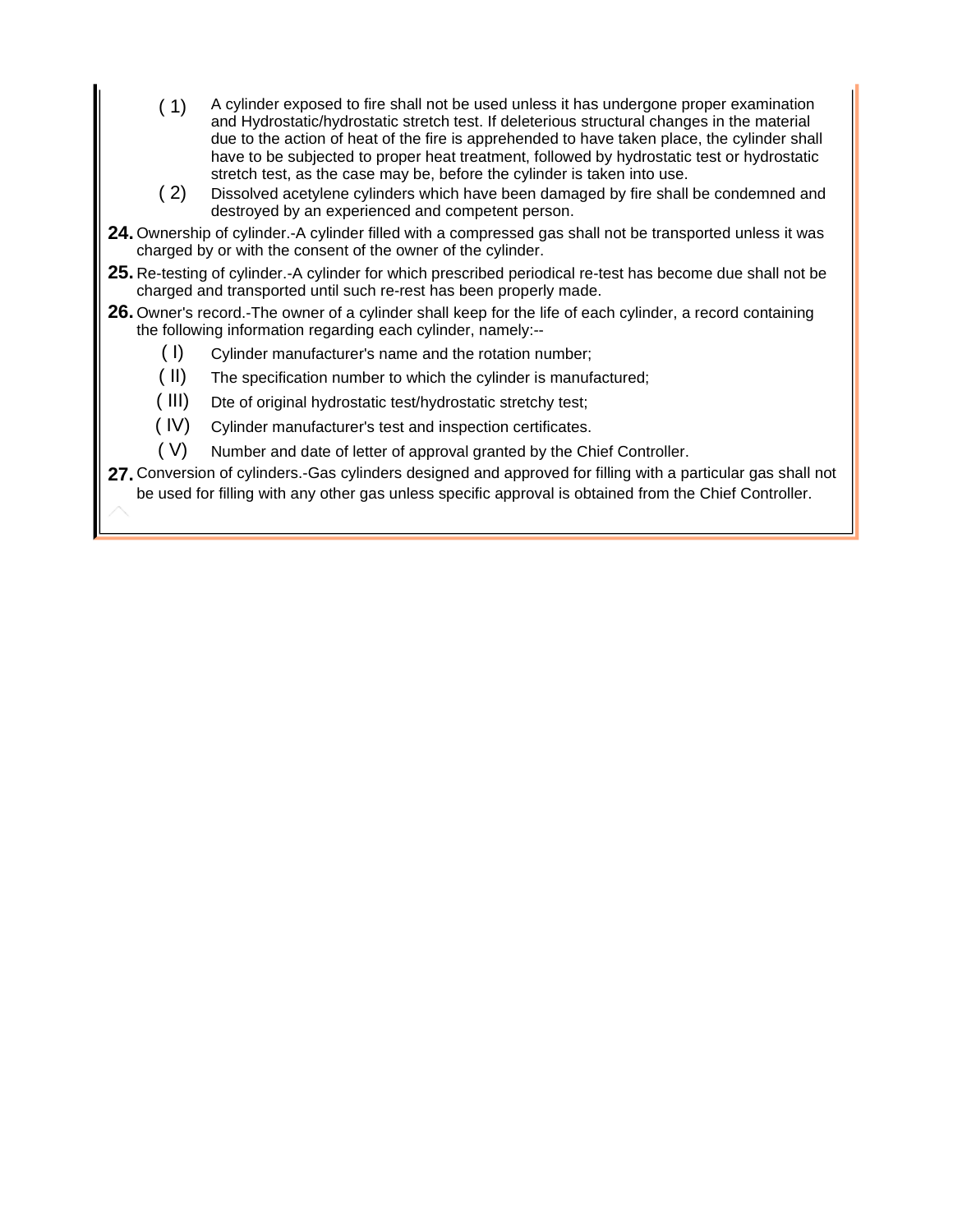( 1) A cylinder exposed to fire shall not be used unless it has undergone proper examination and Hydrostatic/hydrostatic stretch test. If deleterious structural changes in the material due to the action of heat of the fire is apprehended to have taken place, the cylinder shall have to be subjected to proper heat treatment, followed by hydrostatic test or hydrostatic stretch test, as the case may be, before the cylinder is taken into use.

( 2) Dissolved acetylene cylinders which have been damaged by fire shall be condemned and destroyed by an experienced and competent person.

**24.** Ownership of cylinder.-A cylinder filled with a compressed gas shall not be transported unless it was charged by or with the consent of the owner of the cylinder.

**25.** Re-testing of cylinder.-A cylinder for which prescribed periodical re-test has become due shall not be charged and transported until such re-rest has been properly made.

**26.** Owner's record.-The owner of a cylinder shall keep for the life of each cylinder, a record containing the following information regarding each cylinder, namely:--

( I) Cylinder manufacturer's name and the rotation number;

( II) The specification number to which the cylinder is manufactured;

( III) Dte of original hydrostatic test/hydrostatic stretchy test;

( IV) Cylinder manufacturer's test and inspection certificates.

( V) Number and date of letter of approval granted by the Chief Controller.

**27.** Conversion of cylinders.-Gas cylinders designed and approved for filling with a particular gas shall not be used for filling with any other gas unless specific approval is obtained from the Chief Controller.